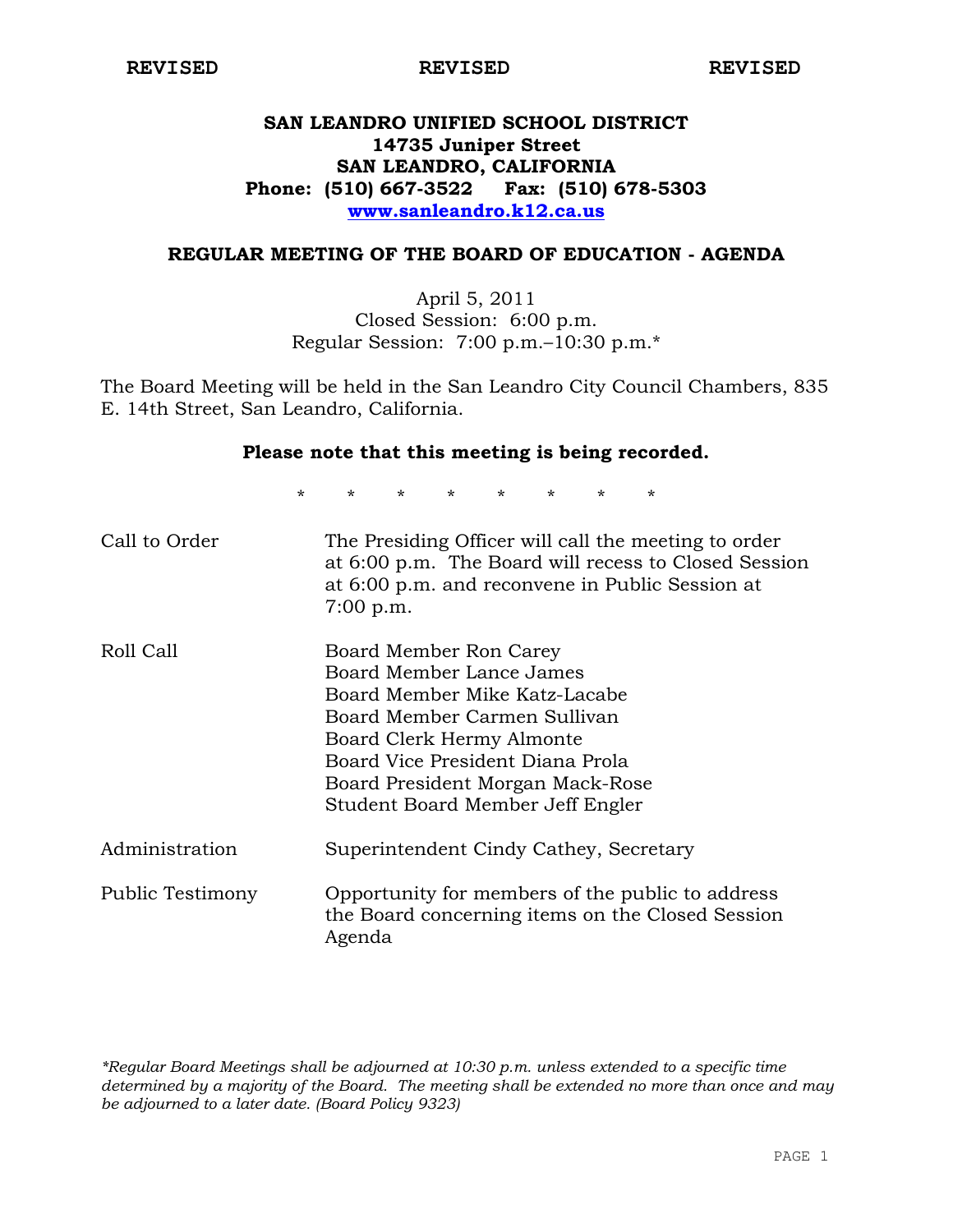**REVISED** **REVISED** **REVISED**

# SAN LEANDRO UNIFIED SCHOOL DISTRICT
**14735 Juniper Street**
**SAN LEANDRO, CALIFORNIA**
**Phone: (510) 667-3522 Fax: (510) 678-5303**
**www.sanleandro.k12.ca.us**

## REGULAR MEETING OF THE BOARD OF EDUCATION - AGENDA

April 5, 2011
Closed Session: 6:00 p.m.
Regular Session: 7:00 p.m.–10:30 p.m.*

The Board Meeting will be held in the San Leandro City Council Chambers, 835 E. 14th Street, San Leandro, California.

**Please note that this meeting is being recorded.**

\* \* \* \* \* \* \* \*

| | |
|---|---|
| Call to Order | The Presiding Officer will call the meeting to order at 6:00 p.m. The Board will recess to Closed Session at 6:00 p.m. and reconvene in Public Session at 7:00 p.m. |
| Roll Call | Board Member Ron Carey<br>Board Member Lance James<br>Board Member Mike Katz-Lacabe<br>Board Member Carmen Sullivan<br>Board Clerk Hermy Almonte<br>Board Vice President Diana Prola<br>Board President Morgan Mack-Rose<br>Student Board Member Jeff Engler |
| Administration | Superintendent Cindy Cathey, Secretary |
| Public Testimony | Opportunity for members of the public to address the Board concerning items on the Closed Session Agenda |

*\*Regular Board Meetings shall be adjourned at 10:30 p.m. unless extended to a specific time determined by a majority of the Board. The meeting shall be extended no more than once and may be adjourned to a later date. (Board Policy 9323)*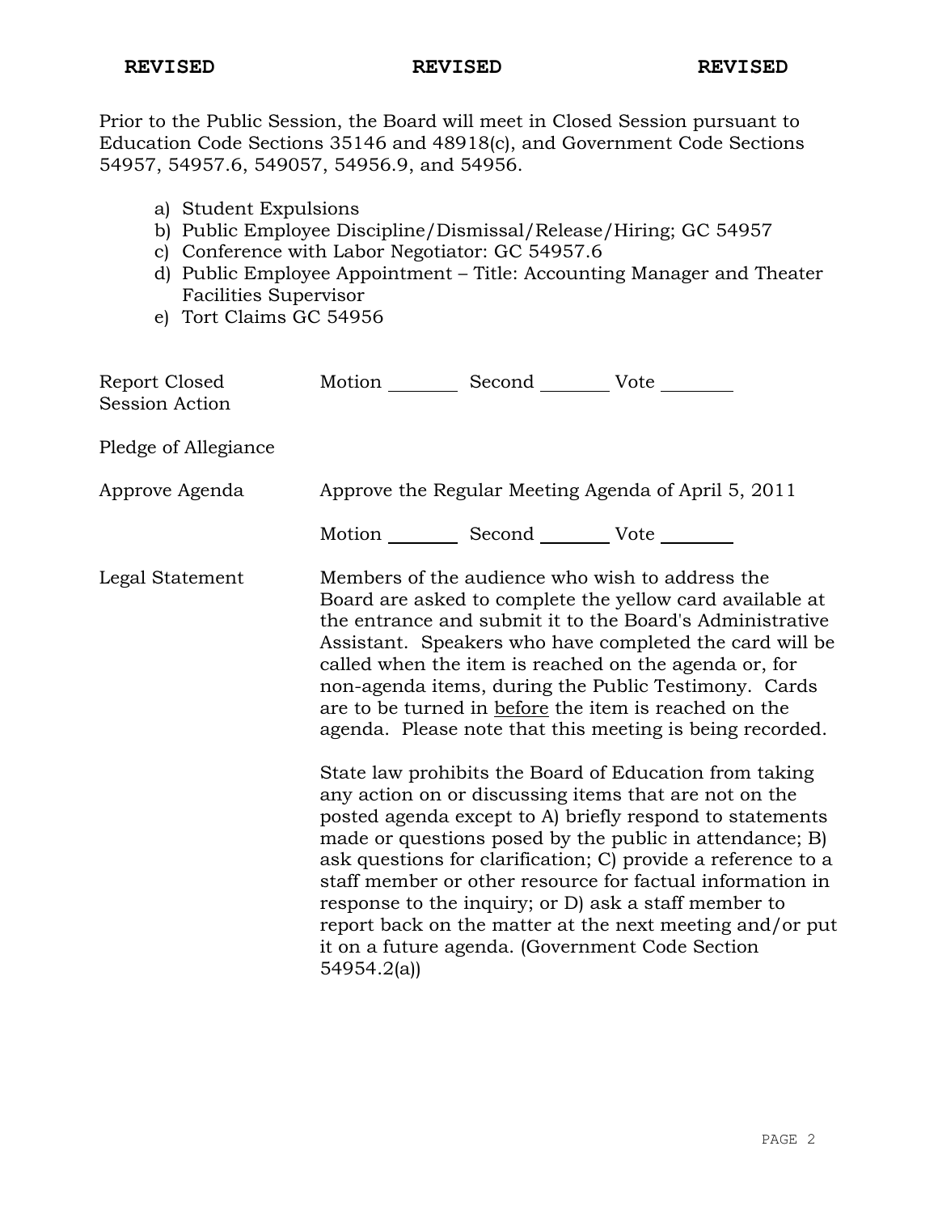**REVISED** **REVISED** **REVISED**

Prior to the Public Session, the Board will meet in Closed Session pursuant to Education Code Sections 35146 and 48918(c), and Government Code Sections 54957, 54957.6, 549057, 54956.9, and 54956.

a) Student Expulsions
b) Public Employee Discipline/Dismissal/Release/Hiring; GC 54957
c) Conference with Labor Negotiator: GC 54957.6
d) Public Employee Appointment – Title: Accounting Manager and Theater Facilities Supervisor
e) Tort Claims GC 54956

| | |
|---|---|
| Report Closed Session Action | Motion ________ Second ________ Vote ________ |
| Pledge of Allegiance | |
| Approve Agenda | Approve the Regular Meeting Agenda of April 5, 2011 |
| | Motion ________ Second ________ Vote ________ |
| Legal Statement | Members of the audience who wish to address the Board are asked to complete the yellow card available at the entrance and submit it to the Board's Administrative Assistant. Speakers who have completed the card will be called when the item is reached on the agenda or, for non-agenda items, during the Public Testimony. Cards are to be turned in <u>before</u> the item is reached on the agenda. Please note that this meeting is being recorded. |
| | State law prohibits the Board of Education from taking any action on or discussing items that are not on the posted agenda except to A) briefly respond to statements made or questions posed by the public in attendance; B) ask questions for clarification; C) provide a reference to a staff member or other resource for factual information in response to the inquiry; or D) ask a staff member to report back on the matter at the next meeting and/or put it on a future agenda. (Government Code Section 54954.2(a)) |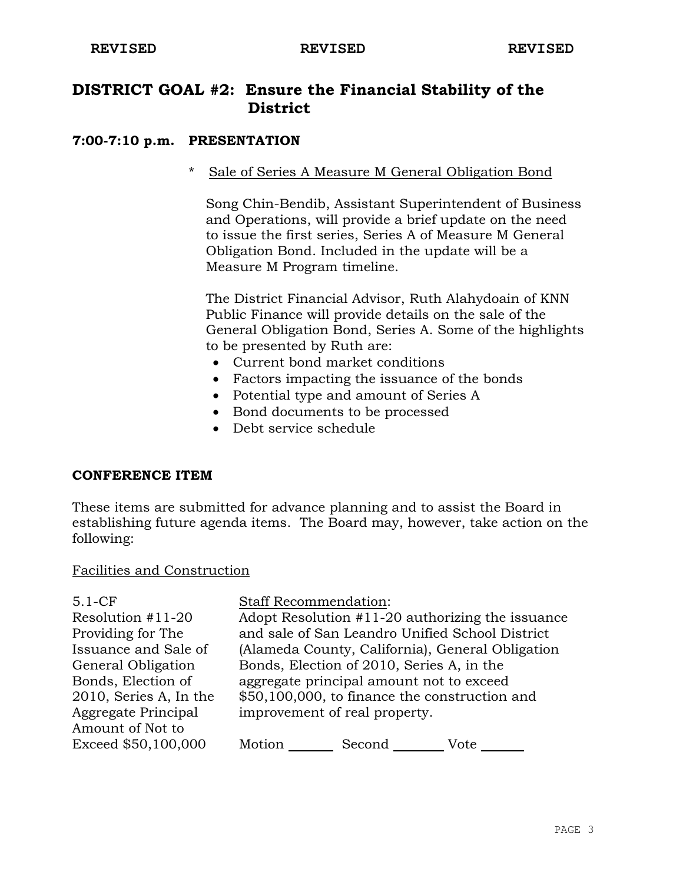**REVISED REVISED REVISED**

## DISTRICT GOAL #2: Ensure the Financial Stability of the District

### 7:00-7:10 p.m. PRESENTATION

\* Sale of Series A Measure M General Obligation Bond

Song Chin-Bendib, Assistant Superintendent of Business and Operations, will provide a brief update on the need to issue the first series, Series A of Measure M General Obligation Bond. Included in the update will be a Measure M Program timeline.

The District Financial Advisor, Ruth Alahydoain of KNN Public Finance will provide details on the sale of the General Obligation Bond, Series A. Some of the highlights to be presented by Ruth are:

- Current bond market conditions
- Factors impacting the issuance of the bonds
- Potential type and amount of Series A
- Bond documents to be processed
- Debt service schedule

### CONFERENCE ITEM

These items are submitted for advance planning and to assist the Board in establishing future agenda items. The Board may, however, take action on the following:

Facilities and Construction

| | |
|---|---|
| 5.1-CF<br>Resolution #11-20 Providing for The Issuance and Sale of General Obligation Bonds, Election of 2010, Series A, In the Aggregate Principal Amount of Not to Exceed $50,100,000 | Staff Recommendation:<br>Adopt Resolution #11-20 authorizing the issuance and sale of San Leandro Unified School District (Alameda County, California), General Obligation Bonds, Election of 2010, Series A, in the aggregate principal amount not to exceed $50,100,000, to finance the construction and improvement of real property.<br><br>Motion ______ Second ______ Vote ______ |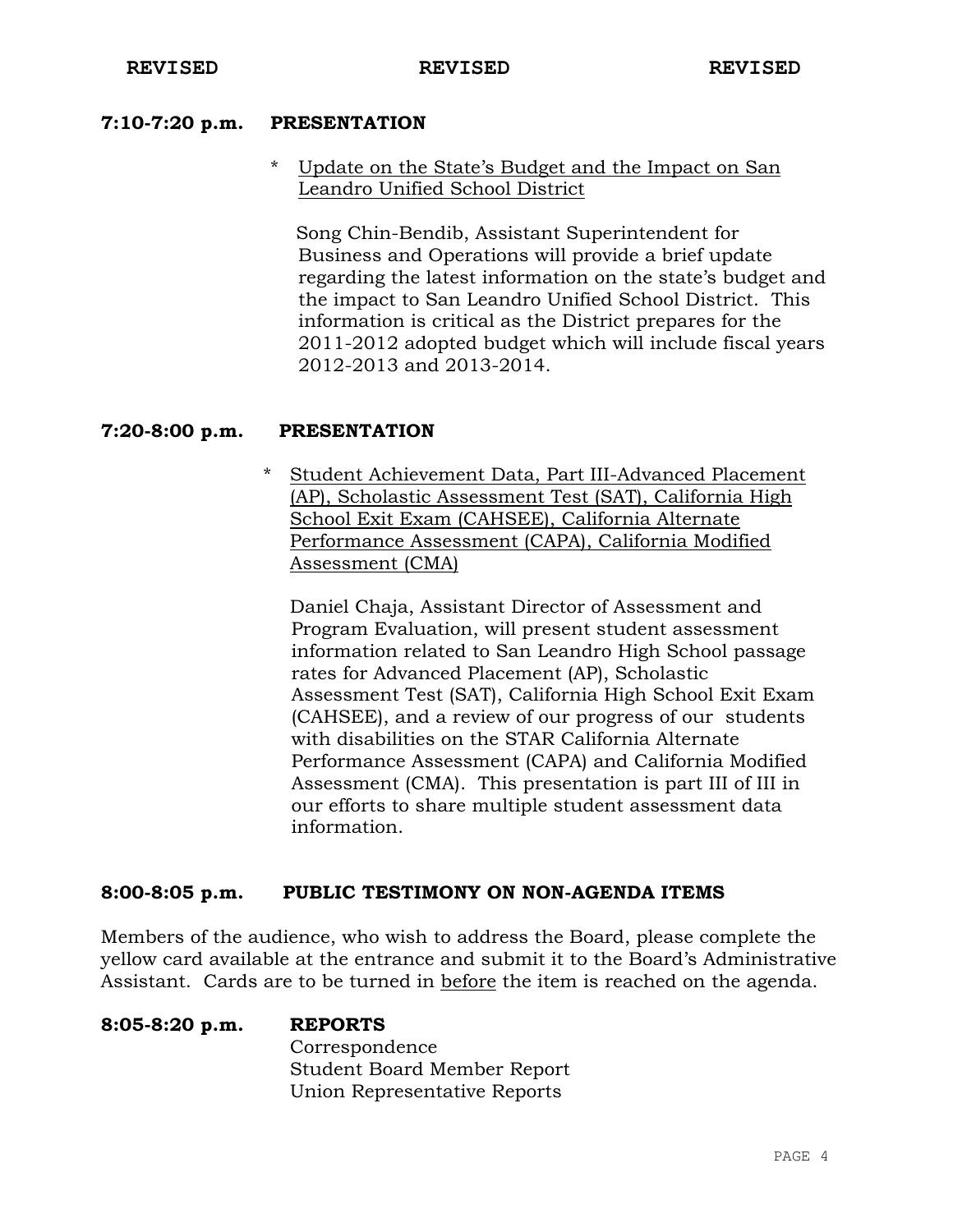**REVISED** **REVISED** **REVISED**

**7:10-7:20 p.m. PRESENTATION**

\* Update on the State's Budget and the Impact on San Leandro Unified School District

Song Chin-Bendib, Assistant Superintendent for Business and Operations will provide a brief update regarding the latest information on the state's budget and the impact to San Leandro Unified School District. This information is critical as the District prepares for the 2011-2012 adopted budget which will include fiscal years 2012-2013 and 2013-2014.

**7:20-8:00 p.m. PRESENTATION**

\* Student Achievement Data, Part III-Advanced Placement (AP), Scholastic Assessment Test (SAT), California High School Exit Exam (CAHSEE), California Alternate Performance Assessment (CAPA), California Modified Assessment (CMA)

Daniel Chaja, Assistant Director of Assessment and Program Evaluation, will present student assessment information related to San Leandro High School passage rates for Advanced Placement (AP), Scholastic Assessment Test (SAT), California High School Exit Exam (CAHSEE), and a review of our progress of our students with disabilities on the STAR California Alternate Performance Assessment (CAPA) and California Modified Assessment (CMA). This presentation is part III of III in our efforts to share multiple student assessment data information.

**8:00-8:05 p.m. PUBLIC TESTIMONY ON NON-AGENDA ITEMS**

Members of the audience, who wish to address the Board, please complete the yellow card available at the entrance and submit it to the Board's Administrative Assistant. Cards are to be turned in before the item is reached on the agenda.

**8:05-8:20 p.m. REPORTS**

Correspondence
Student Board Member Report
Union Representative Reports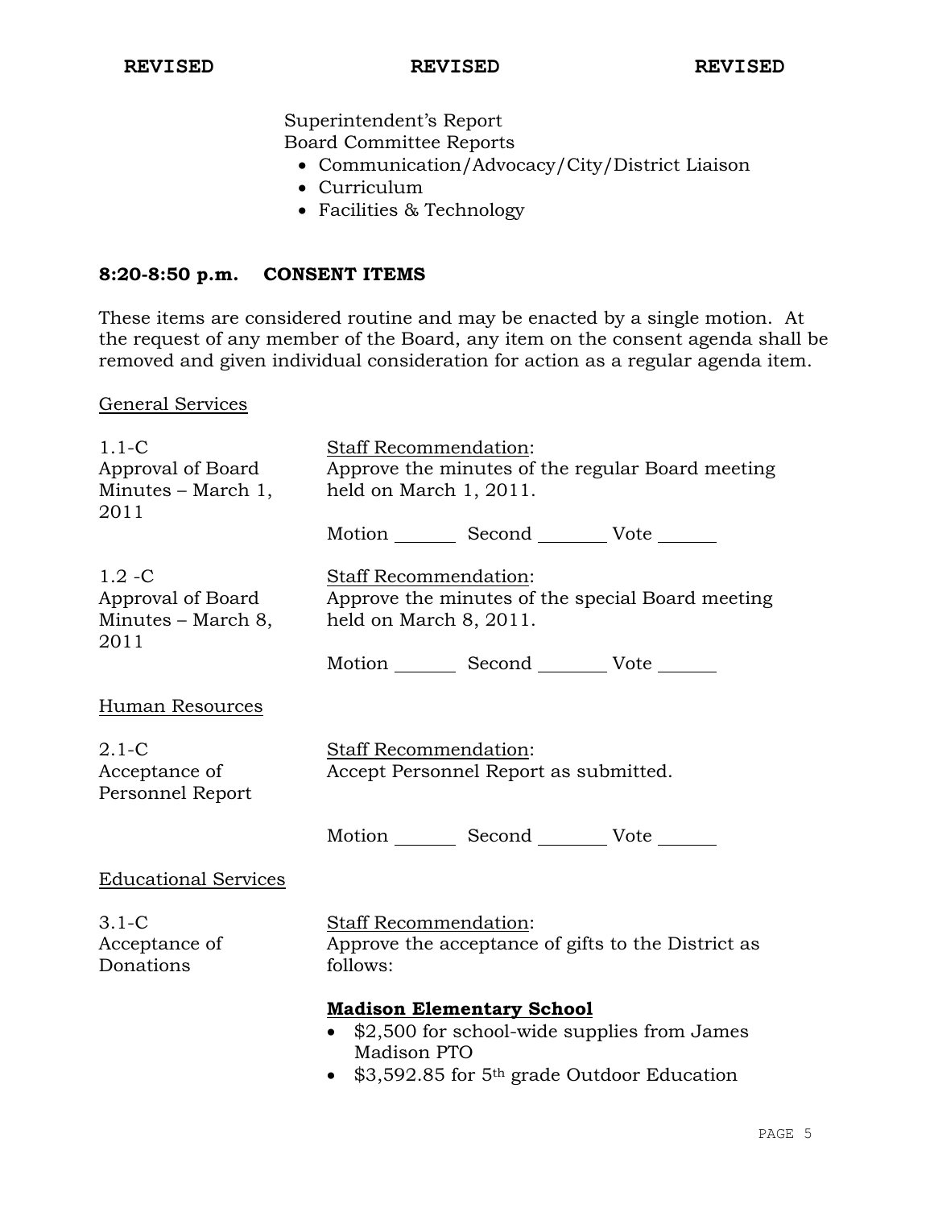**REVISED** **REVISED** **REVISED**

Superintendent's Report
Board Committee Reports

- Communication/Advocacy/City/District Liaison
- Curriculum
- Facilities & Technology

### 8:20-8:50 p.m. CONSENT ITEMS

These items are considered routine and may be enacted by a single motion. At the request of any member of the Board, any item on the consent agenda shall be removed and given individual consideration for action as a regular agenda item.

General Services

1.1-C
Approval of Board Minutes – March 1, 2011

Staff Recommendation:
Approve the minutes of the regular Board meeting held on March 1, 2011.

Motion _______ Second _______ Vote _______

1.2 -C
Approval of Board Minutes – March 8, 2011

Staff Recommendation:
Approve the minutes of the special Board meeting held on March 8, 2011.

Motion _______ Second _______ Vote _______

Human Resources

2.1-C
Acceptance of Personnel Report

Staff Recommendation:
Accept Personnel Report as submitted.

Motion _______ Second _______ Vote _______

Educational Services

3.1-C
Acceptance of Donations

Staff Recommendation:
Approve the acceptance of gifts to the District as follows:

**Madison Elementary School**

- $2,500 for school-wide supplies from James Madison PTO
- $3,592.85 for 5th grade Outdoor Education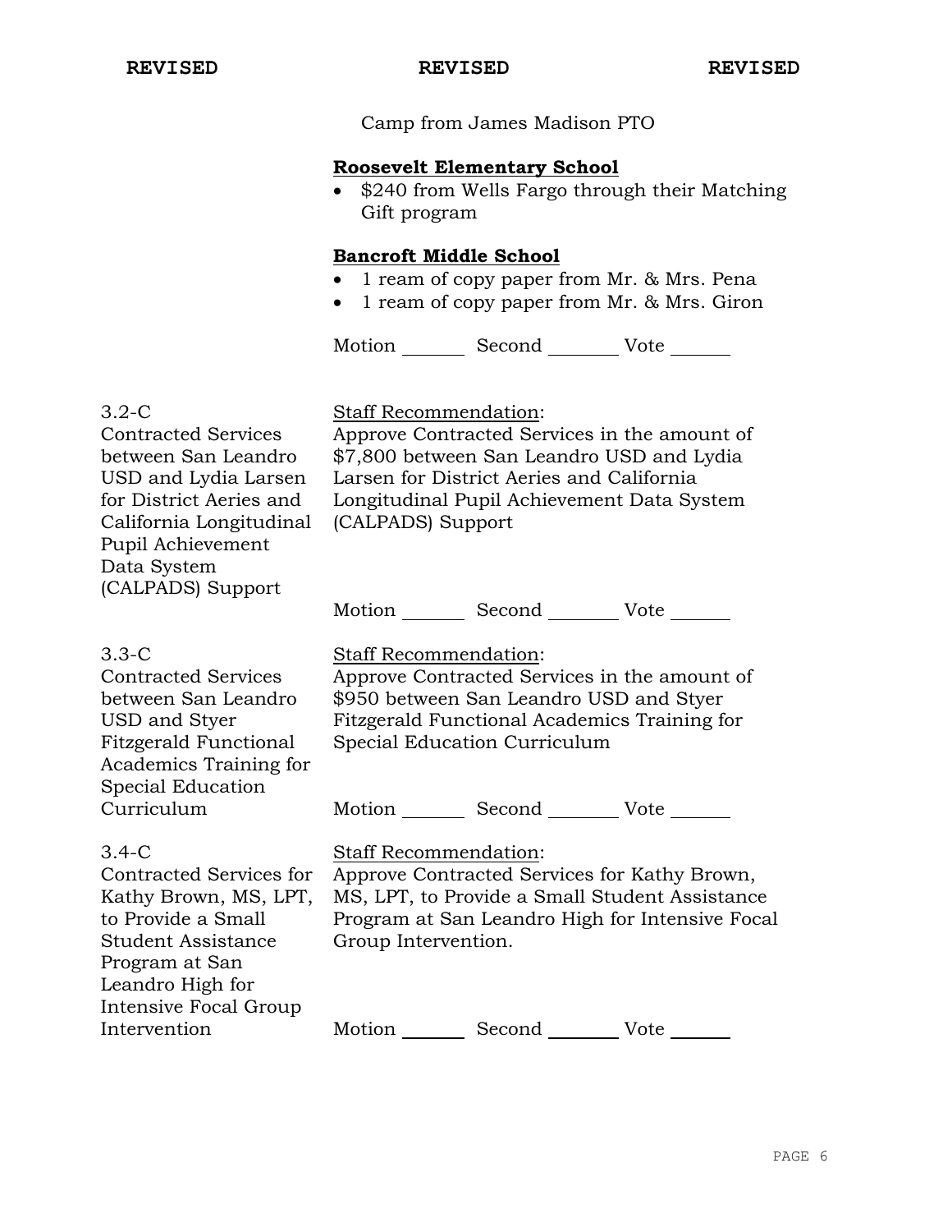REVISED REVISED REVISED

Camp from James Madison PTO

**Roosevelt Elementary School**

- $240 from Wells Fargo through their Matching Gift program

**Bancroft Middle School**

- 1 ream of copy paper from Mr. & Mrs. Pena
- 1 ream of copy paper from Mr. & Mrs. Giron

Motion _______ Second ________ Vote _______

3.2-C
Contracted Services between San Leandro USD and Lydia Larsen for District Aeries and California Longitudinal Pupil Achievement Data System (CALPADS) Support

Staff Recommendation:
Approve Contracted Services in the amount of $7,800 between San Leandro USD and Lydia Larsen for District Aeries and California Longitudinal Pupil Achievement Data System (CALPADS) Support

Motion _______ Second ________ Vote _______

3.3-C
Contracted Services between San Leandro USD and Styer Fitzgerald Functional Academics Training for Special Education Curriculum

Staff Recommendation:
Approve Contracted Services in the amount of $950 between San Leandro USD and Styer Fitzgerald Functional Academics Training for Special Education Curriculum

Motion _______ Second ________ Vote _______

3.4-C
Contracted Services for Kathy Brown, MS, LPT, to Provide a Small Student Assistance Program at San Leandro High for Intensive Focal Group Intervention

Staff Recommendation:
Approve Contracted Services for Kathy Brown, MS, LPT, to Provide a Small Student Assistance Program at San Leandro High for Intensive Focal Group Intervention.

Motion _______ Second ________ Vote _______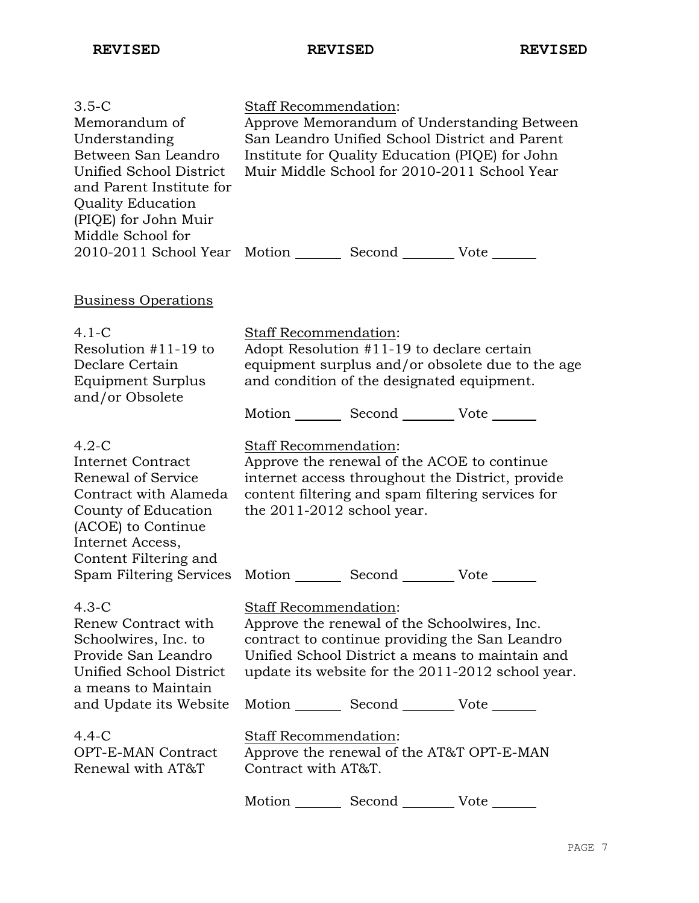**REVISED** **REVISED** **REVISED**

3.5-C
Memorandum of Understanding Between San Leandro Unified School District and Parent Institute for Quality Education (PIQE) for John Muir Middle School for 2010-2011 School Year

Staff Recommendation:
Approve Memorandum of Understanding Between San Leandro Unified School District and Parent Institute for Quality Education (PIQE) for John Muir Middle School for 2010-2011 School Year

Motion _______ Second ________ Vote ______

Business Operations

4.1-C
Resolution #11-19 to Declare Certain Equipment Surplus and/or Obsolete

Staff Recommendation:
Adopt Resolution #11-19 to declare certain equipment surplus and/or obsolete due to the age and condition of the designated equipment.

Motion _______ Second ________ Vote ______

4.2-C
Internet Contract Renewal of Service Contract with Alameda County of Education (ACOE) to Continue Internet Access, Content Filtering and Spam Filtering Services

Staff Recommendation:
Approve the renewal of the ACOE to continue internet access throughout the District, provide content filtering and spam filtering services for the 2011-2012 school year.

Motion _______ Second ________ Vote ______

4.3-C
Renew Contract with Schoolwires, Inc. to Provide San Leandro Unified School District a means to Maintain and Update its Website

Staff Recommendation:
Approve the renewal of the Schoolwires, Inc. contract to continue providing the San Leandro Unified School District a means to maintain and update its website for the 2011-2012 school year.

Motion _______ Second ________ Vote ______

4.4-C
OPT-E-MAN Contract Renewal with AT&T

Staff Recommendation:
Approve the renewal of the AT&T OPT-E-MAN Contract with AT&T.

Motion _______ Second ________ Vote ______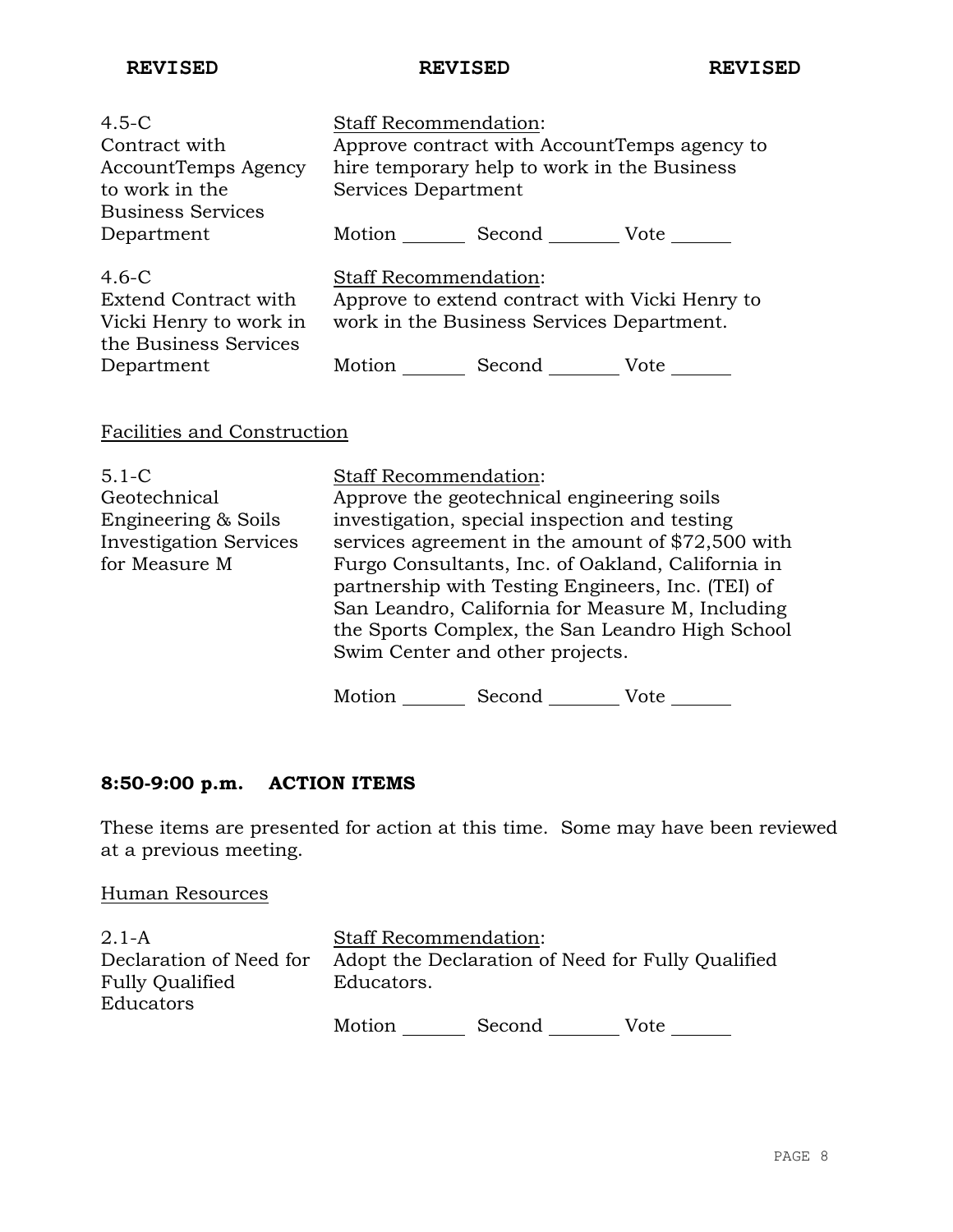**REVISED** **REVISED** **REVISED**

| | |
|---|---|
| 4.5-C<br>Contract with AccountTemps Agency to work in the Business Services Department | Staff Recommendation:<br>Approve contract with AccountTemps agency to hire temporary help to work in the Business Services Department<br><br>Motion _______ Second _______ Vote ______ |
| 4.6-C<br>Extend Contract with Vicki Henry to work in the Business Services Department | Staff Recommendation:<br>Approve to extend contract with Vicki Henry to work in the Business Services Department.<br><br>Motion _______ Second _______ Vote ______ |

Facilities and Construction

| | |
|---|---|
| 5.1-C<br>Geotechnical Engineering & Soils Investigation Services for Measure M | Staff Recommendation:<br>Approve the geotechnical engineering soils investigation, special inspection and testing services agreement in the amount of $72,500 with Furgo Consultants, Inc. of Oakland, California in partnership with Testing Engineers, Inc. (TEI) of San Leandro, California for Measure M, Including the Sports Complex, the San Leandro High School Swim Center and other projects.<br><br>Motion _______ Second _______ Vote ______ |

## 8:50-9:00 p.m. ACTION ITEMS

These items are presented for action at this time. Some may have been reviewed at a previous meeting.

Human Resources

| | |
|---|---|
| 2.1-A<br>Declaration of Need for Fully Qualified Educators | Staff Recommendation:<br>Adopt the Declaration of Need for Fully Qualified Educators.<br><br>Motion _______ Second _______ Vote ______ |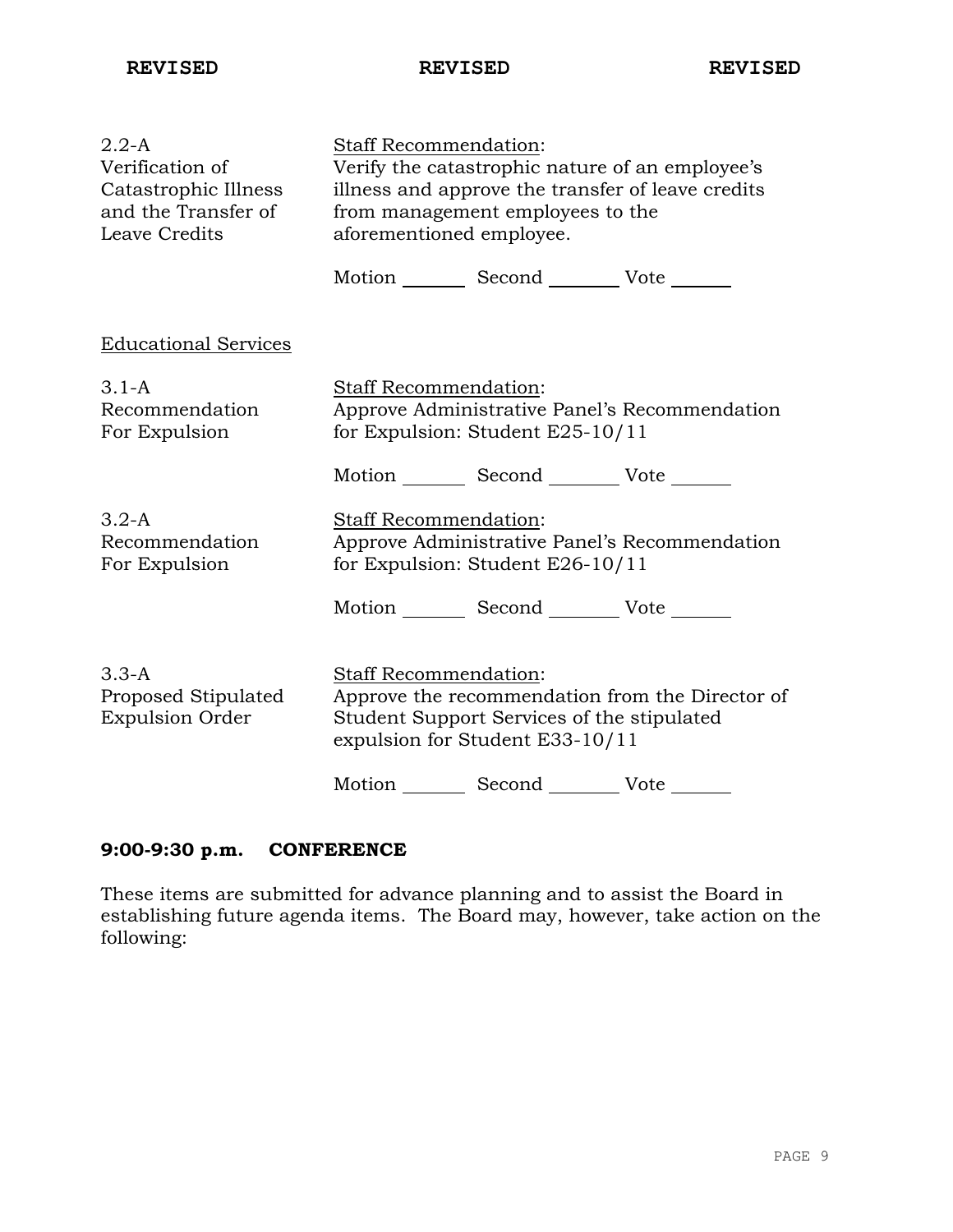**REVISED** **REVISED** **REVISED**

| | |
|---|---|
| 2.2-A<br>Verification of Catastrophic Illness and the Transfer of Leave Credits | Staff Recommendation:<br>Verify the catastrophic nature of an employee's illness and approve the transfer of leave credits from management employees to the aforementioned employee.<br><br>Motion _______ Second ________ Vote ______ |

Educational Services

| | |
|---|---|
| 3.1-A<br>Recommendation For Expulsion | Staff Recommendation:<br>Approve Administrative Panel's Recommendation for Expulsion: Student E25-10/11<br><br>Motion _______ Second ________ Vote ______ |
| 3.2-A<br>Recommendation For Expulsion | Staff Recommendation:<br>Approve Administrative Panel's Recommendation for Expulsion: Student E26-10/11<br><br>Motion _______ Second ________ Vote ______ |
| 3.3-A<br>Proposed Stipulated Expulsion Order | Staff Recommendation:<br>Approve the recommendation from the Director of Student Support Services of the stipulated expulsion for Student E33-10/11<br><br>Motion _______ Second ________ Vote ______ |

**9:00-9:30 p.m. CONFERENCE**

These items are submitted for advance planning and to assist the Board in establishing future agenda items. The Board may, however, take action on the following: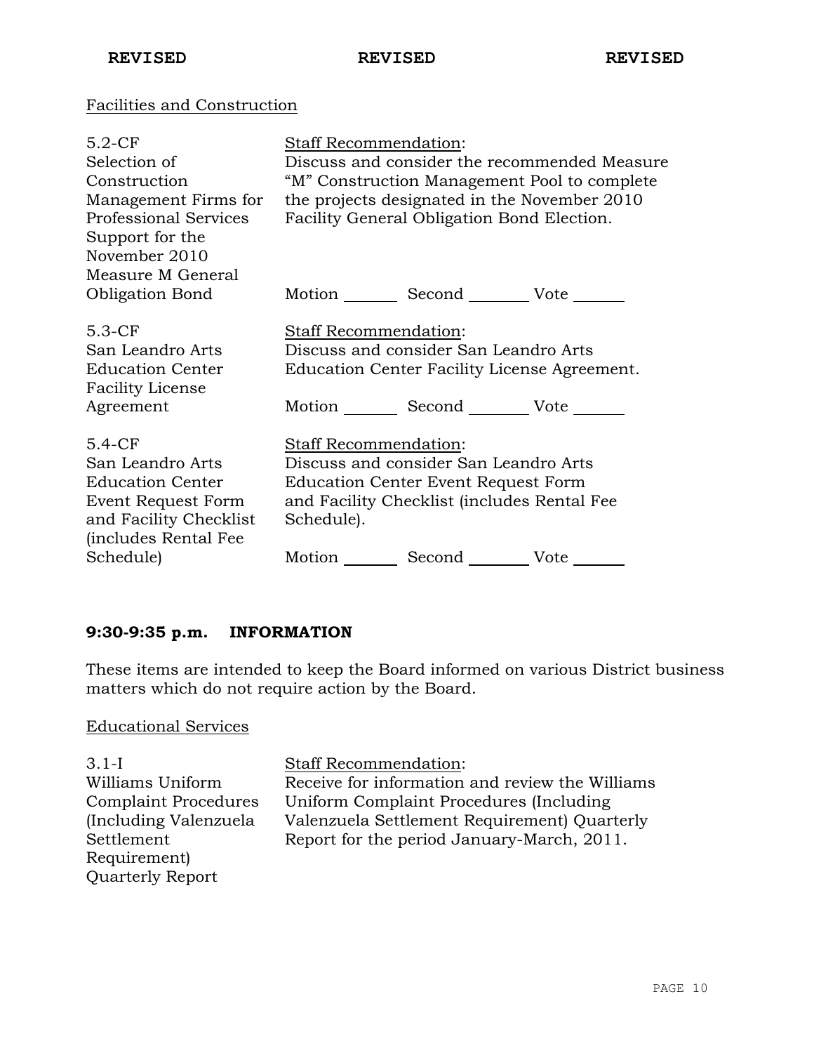**REVISED REVISED REVISED**

Facilities and Construction

| | |
|---|---|
| 5.2-CF<br>Selection of Construction Management Firms for Professional Services Support for the November 2010 Measure M General Obligation Bond | Staff Recommendation:<br>Discuss and consider the recommended Measure "M" Construction Management Pool to complete the projects designated in the November 2010 Facility General Obligation Bond Election.<br><br>Motion _______ Second _______ Vote _______ |
| 5.3-CF<br>San Leandro Arts Education Center Facility License Agreement | Staff Recommendation:<br>Discuss and consider San Leandro Arts Education Center Facility License Agreement.<br><br>Motion _______ Second _______ Vote _______ |
| 5.4-CF<br>San Leandro Arts Education Center Event Request Form and Facility Checklist (includes Rental Fee Schedule) | Staff Recommendation:<br>Discuss and consider San Leandro Arts Education Center Event Request Form and Facility Checklist (includes Rental Fee Schedule).<br><br>Motion _______ Second _______ Vote _______ |

**9:30-9:35 p.m. INFORMATION**

These items are intended to keep the Board informed on various District business matters which do not require action by the Board.

Educational Services

| | |
|---|---|
| 3.1-I<br>Williams Uniform Complaint Procedures (Including Valenzuela Settlement Requirement) Quarterly Report | Staff Recommendation:<br>Receive for information and review the Williams Uniform Complaint Procedures (Including Valenzuela Settlement Requirement) Quarterly Report for the period January-March, 2011. |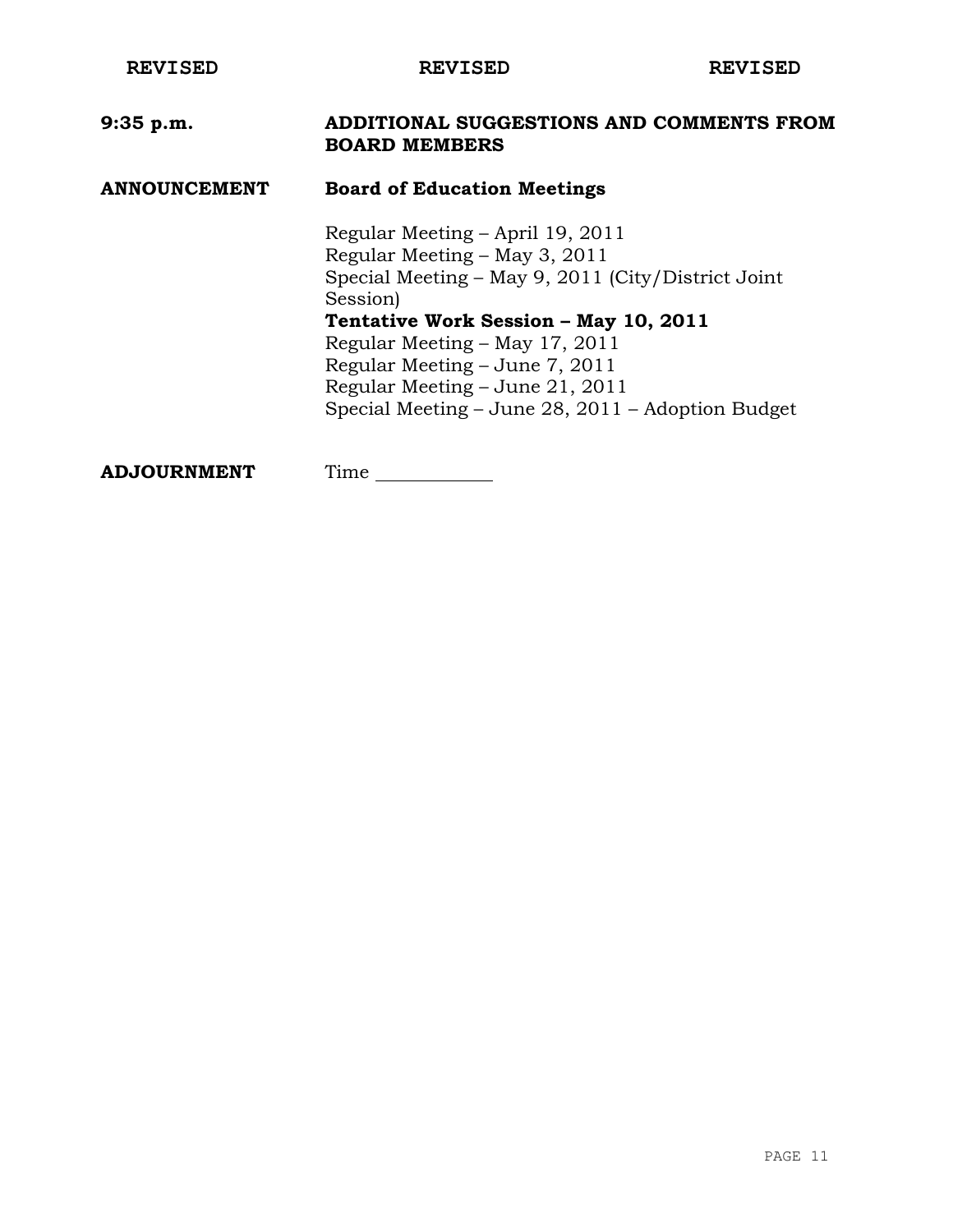**REVISED** **REVISED** **REVISED**

**9:35 p.m.** **ADDITIONAL SUGGESTIONS AND COMMENTS FROM BOARD MEMBERS**

**ANNOUNCEMENT** **Board of Education Meetings**

Regular Meeting – April 19, 2011
Regular Meeting – May 3, 2011
Special Meeting – May 9, 2011 (City/District Joint Session)
**Tentative Work Session – May 10, 2011**
Regular Meeting – May 17, 2011
Regular Meeting – June 7, 2011
Regular Meeting – June 21, 2011
Special Meeting – June 28, 2011 – Adoption Budget

**ADJOURNMENT** Time ____________